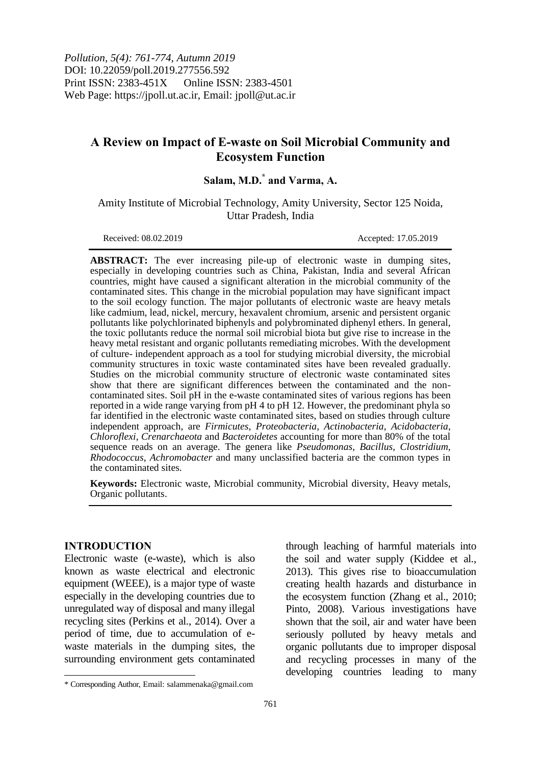*Pollution, 5(4): 761-774, Autumn 2019*
DOI: 10.22059/poll.2019.277556.592
Print ISSN: 2383-451X Online ISSN: 2383-4501
Web Page: https://jpoll.ut.ac.ir, Email: jpoll@ut.ac.ir

# A Review on Impact of E-waste on Soil Microbial Community and Ecosystem Function

**Salam, M.D.*[*] and Varma, A.**

Amity Institute of Microbial Technology, Amity University, Sector 125 Noida, Uttar Pradesh, India

Received: 08.02.2019 Accepted: 17.05.2019

**ABSTRACT:** The ever increasing pile-up of electronic waste in dumping sites, especially in developing countries such as China, Pakistan, India and several African countries, might have caused a significant alteration in the microbial community of the contaminated sites. This change in the microbial population may have significant impact to the soil ecology function. The major pollutants of electronic waste are heavy metals like cadmium, lead, nickel, mercury, hexavalent chromium, arsenic and persistent organic pollutants like polychlorinated biphenyls and polybrominated diphenyl ethers. In general, the toxic pollutants reduce the normal soil microbial biota but give rise to increase in the heavy metal resistant and organic pollutants remediating microbes. With the development of culture- independent approach as a tool for studying microbial diversity, the microbial community structures in toxic waste contaminated sites have been revealed gradually. Studies on the microbial community structure of electronic waste contaminated sites show that there are significant differences between the contaminated and the non-contaminated sites. Soil pH in the e-waste contaminated sites of various regions has been reported in a wide range varying from pH 4 to pH 12. However, the predominant phyla so far identified in the electronic waste contaminated sites, based on studies through culture independent approach, are *Firmicutes*, *Proteobacteria*, *Actinobacteria*, *Acidobacteria*, *Chloroflexi*, *Crenarchaeota* and *Bacteroidetes* accounting for more than 80% of the total sequence reads on an average. The genera like *Pseudomonas*, *Bacillus*, *Clostridium*, *Rhodococcus*, *Achromobacter* and many unclassified bacteria are the common types in the contaminated sites.

**Keywords:** Electronic waste, Microbial community, Microbial diversity, Heavy metals, Organic pollutants.

## INTRODUCTION

Electronic waste (e-waste), which is also known as waste electrical and electronic equipment (WEEE), is a major type of waste especially in the developing countries due to unregulated way of disposal and many illegal recycling sites (Perkins et al., 2014). Over a period of time, due to accumulation of e-waste materials in the dumping sites, the surrounding environment gets contaminated through leaching of harmful materials into the soil and water supply (Kiddee et al., 2013). This gives rise to bioaccumulation creating health hazards and disturbance in the ecosystem function (Zhang et al., 2010; Pinto, 2008). Various investigations have shown that the soil, air and water have been seriously polluted by heavy metals and organic pollutants due to improper disposal and recycling processes in many of the developing countries leading to many

[*] Corresponding Author, Email: salammenaka@gmail.com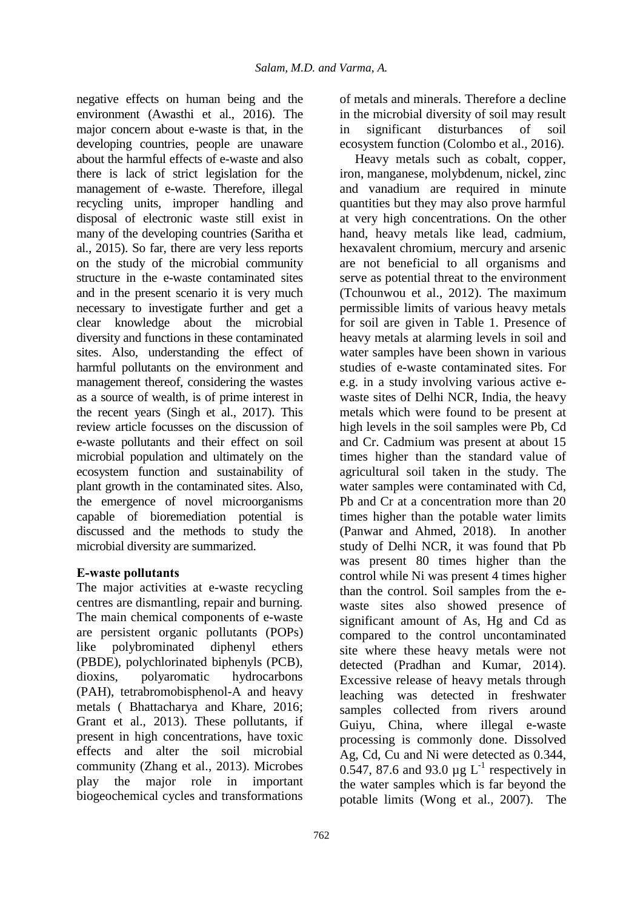negative effects on human being and the environment (Awasthi et al., 2016). The major concern about e-waste is that, in the developing countries, people are unaware about the harmful effects of e-waste and also there is lack of strict legislation for the management of e-waste. Therefore, illegal recycling units, improper handling and disposal of electronic waste still exist in many of the developing countries (Saritha et al., 2015). So far, there are very less reports on the study of the microbial community structure in the e-waste contaminated sites and in the present scenario it is very much necessary to investigate further and get a clear knowledge about the microbial diversity and functions in these contaminated sites. Also, understanding the effect of harmful pollutants on the environment and management thereof, considering the wastes as a source of wealth, is of prime interest in the recent years (Singh et al., 2017). This review article focusses on the discussion of e-waste pollutants and their effect on soil microbial population and ultimately on the ecosystem function and sustainability of plant growth in the contaminated sites. Also, the emergence of novel microorganisms capable of bioremediation potential is discussed and the methods to study the microbial diversity are summarized.

**E-waste pollutants**

The major activities at e-waste recycling centres are dismantling, repair and burning. The main chemical components of e-waste are persistent organic pollutants (POPs) like polybrominated diphenyl ethers (PBDE), polychlorinated biphenyls (PCB), dioxins, polyaromatic hydrocarbons (PAH), tetrabromobisphenol-A and heavy metals ( Bhattacharya and Khare, 2016; Grant et al., 2013). These pollutants, if present in high concentrations, have toxic effects and alter the soil microbial community (Zhang et al., 2013). Microbes play the major role in important biogeochemical cycles and transformations of metals and minerals. Therefore a decline in the microbial diversity of soil may result in significant disturbances of soil ecosystem function (Colombo et al., 2016).

Heavy metals such as cobalt, copper, iron, manganese, molybdenum, nickel, zinc and vanadium are required in minute quantities but they may also prove harmful at very high concentrations. On the other hand, heavy metals like lead, cadmium, hexavalent chromium, mercury and arsenic are not beneficial to all organisms and serve as potential threat to the environment (Tchounwou et al., 2012). The maximum permissible limits of various heavy metals for soil are given in Table 1. Presence of heavy metals at alarming levels in soil and water samples have been shown in various studies of e-waste contaminated sites. For e.g. in a study involving various active e-waste sites of Delhi NCR, India, the heavy metals which were found to be present at high levels in the soil samples were Pb, Cd and Cr. Cadmium was present at about 15 times higher than the standard value of agricultural soil taken in the study. The water samples were contaminated with Cd, Pb and Cr at a concentration more than 20 times higher than the potable water limits (Panwar and Ahmed, 2018). In another study of Delhi NCR, it was found that Pb was present 80 times higher than the control while Ni was present 4 times higher than the control. Soil samples from the e-waste sites also showed presence of significant amount of As, Hg and Cd as compared to the control uncontaminated site where these heavy metals were not detected (Pradhan and Kumar, 2014). Excessive release of heavy metals through leaching was detected in freshwater samples collected from rivers around Guiyu, China, where illegal e-waste processing is commonly done. Dissolved Ag, Cd, Cu and Ni were detected as 0.344, 0.547, 87.6 and 93.0 µg $L^{-1}$ respectively in the water samples which is far beyond the potable limits (Wong et al., 2007). The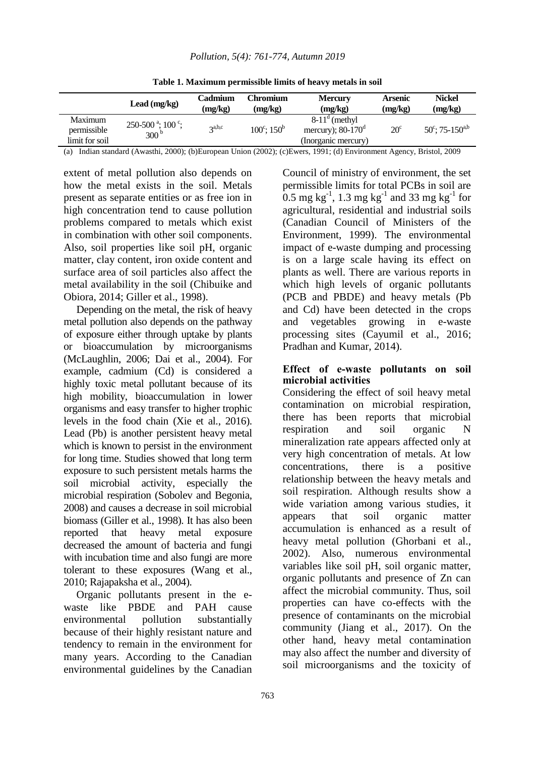**Table 1. Maximum permissible limits of heavy metals in soil**

| | Lead (mg/kg) | Cadmium (mg/kg) | Chromium (mg/kg) | Mercury (mg/kg) | Arsenic (mg/kg) | Nickel (mg/kg) |
|---|---|---|---|---|---|---|
| Maximum permissible limit for soil | 250-500 [a]; 100 [c]; 300 [b] | 3[a,b,c] | 100[c]; 150[b] | 8-11[d] (methyl mercury); 80-170[d] (Inorganic mercury) | 20[c] | 50[c]; 75-150[a,b] |

(a) Indian standard (Awasthi, 2000); (b)European Union (2002); (c)Ewers, 1991; (d) Environment Agency, Bristol, 2009

extent of metal pollution also depends on how the metal exists in the soil. Metals present as separate entities or as free ion in high concentration tend to cause pollution problems compared to metals which exist in combination with other soil components. Also, soil properties like soil pH, organic matter, clay content, iron oxide content and surface area of soil particles also affect the metal availability in the soil (Chibuike and Obiora, 2014; Giller et al., 1998).

Depending on the metal, the risk of heavy metal pollution also depends on the pathway of exposure either through uptake by plants or bioaccumulation by microorganisms (McLaughlin, 2006; Dai et al., 2004). For example, cadmium (Cd) is considered a highly toxic metal pollutant because of its high mobility, bioaccumulation in lower organisms and easy transfer to higher trophic levels in the food chain (Xie et al., 2016). Lead (Pb) is another persistent heavy metal which is known to persist in the environment for long time. Studies showed that long term exposure to such persistent metals harms the soil microbial activity, especially the microbial respiration (Sobolev and Begonia, 2008) and causes a decrease in soil microbial biomass (Giller et al., 1998). It has also been reported that heavy metal exposure decreased the amount of bacteria and fungi with incubation time and also fungi are more tolerant to these exposures (Wang et al., 2010; Rajapaksha et al., 2004).

Organic pollutants present in the e-waste like PBDE and PAH cause environmental pollution substantially because of their highly resistant nature and tendency to remain in the environment for many years. According to the Canadian environmental guidelines by the Canadian Council of ministry of environment, the set permissible limits for total PCBs in soil are 0.5 mg $kg^{-1}$, 1.3 mg $kg^{-1}$ and 33 mg $kg^{-1}$ for agricultural, residential and industrial soils (Canadian Council of Ministers of the Environment, 1999). The environmental impact of e-waste dumping and processing is on a large scale having its effect on plants as well. There are various reports in which high levels of organic pollutants (PCB and PBDE) and heavy metals (Pb and Cd) have been detected in the crops and vegetables growing in e-waste processing sites (Cayumil et al., 2016; Pradhan and Kumar, 2014).

### Effect of e-waste pollutants on soil microbial activities

Considering the effect of soil heavy metal contamination on microbial respiration, there has been reports that microbial respiration and soil organic N mineralization rate appears affected only at very high concentration of metals. At low concentrations, there is a positive relationship between the heavy metals and soil respiration. Although results show a wide variation among various studies, it appears that soil organic matter accumulation is enhanced as a result of heavy metal pollution (Ghorbani et al., 2002). Also, numerous environmental variables like soil pH, soil organic matter, organic pollutants and presence of Zn can affect the microbial community. Thus, soil properties can have co-effects with the presence of contaminants on the microbial community (Jiang et al., 2017). On the other hand, heavy metal contamination may also affect the number and diversity of soil microorganisms and the toxicity of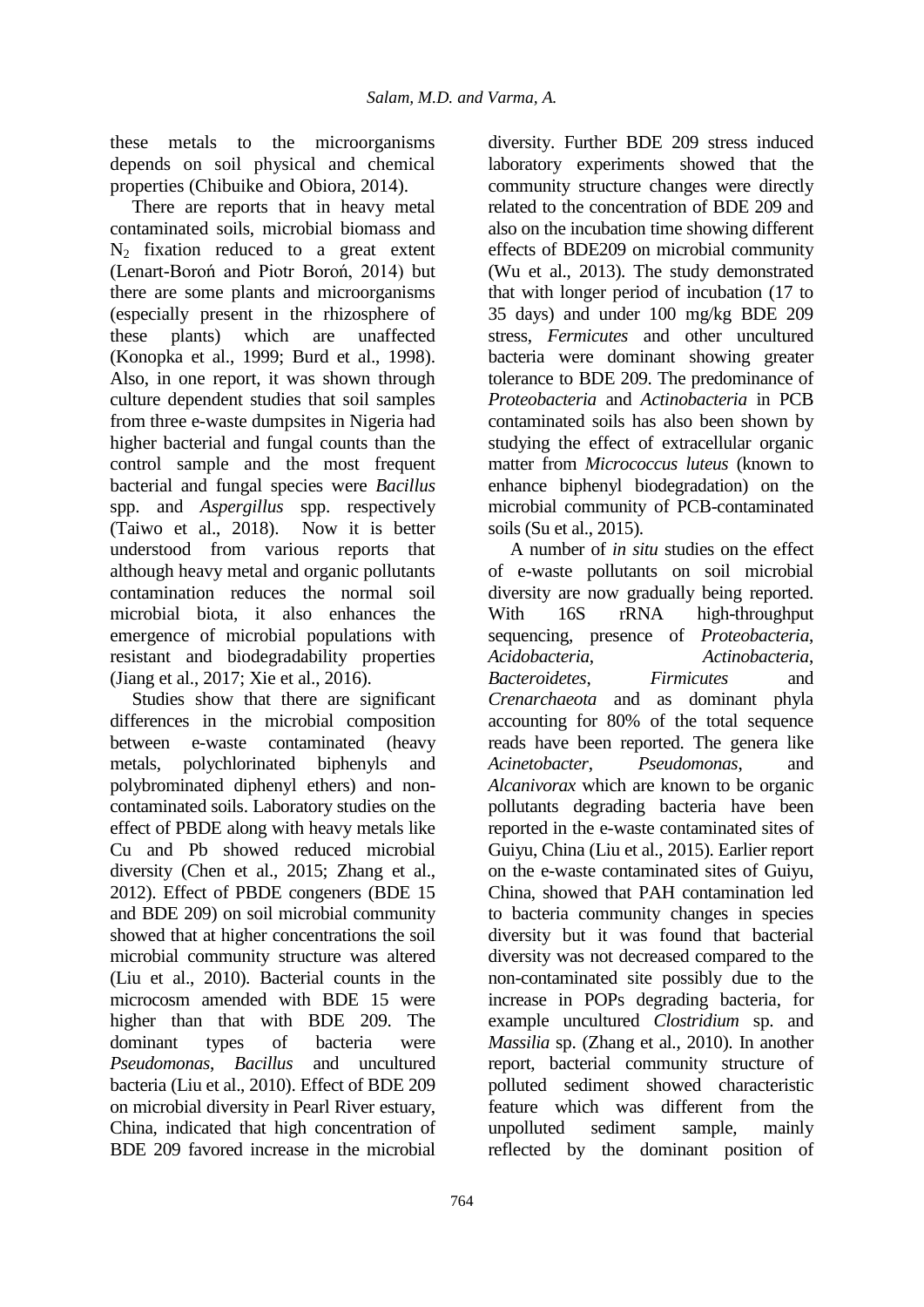these metals to the microorganisms depends on soil physical and chemical properties (Chibuike and Obiora, 2014).

There are reports that in heavy metal contaminated soils, microbial biomass and $N_2$ fixation reduced to a great extent (Lenart-Boroń and Piotr Boroń, 2014) but there are some plants and microorganisms (especially present in the rhizosphere of these plants) which are unaffected (Konopka et al., 1999; Burd et al., 1998). Also, in one report, it was shown through culture dependent studies that soil samples from three e-waste dumpsites in Nigeria had higher bacterial and fungal counts than the control sample and the most frequent bacterial and fungal species were *Bacillus* spp. and *Aspergillus* spp. respectively (Taiwo et al., 2018). Now it is better understood from various reports that although heavy metal and organic pollutants contamination reduces the normal soil microbial biota, it also enhances the emergence of microbial populations with resistant and biodegradability properties (Jiang et al., 2017; Xie et al., 2016).

Studies show that there are significant differences in the microbial composition between e-waste contaminated (heavy metals, polychlorinated biphenyls and polybrominated diphenyl ethers) and non-contaminated soils. Laboratory studies on the effect of PBDE along with heavy metals like Cu and Pb showed reduced microbial diversity (Chen et al., 2015; Zhang et al., 2012). Effect of PBDE congeners (BDE 15 and BDE 209) on soil microbial community showed that at higher concentrations the soil microbial community structure was altered (Liu et al., 2010). Bacterial counts in the microcosm amended with BDE 15 were higher than that with BDE 209. The dominant types of bacteria were *Pseudomonas*, *Bacillus* and uncultured bacteria (Liu et al., 2010). Effect of BDE 209 on microbial diversity in Pearl River estuary, China, indicated that high concentration of BDE 209 favored increase in the microbial diversity. Further BDE 209 stress induced laboratory experiments showed that the community structure changes were directly related to the concentration of BDE 209 and also on the incubation time showing different effects of BDE209 on microbial community (Wu et al., 2013). The study demonstrated that with longer period of incubation (17 to 35 days) and under 100 mg/kg BDE 209 stress, *Fermicutes* and other uncultured bacteria were dominant showing greater tolerance to BDE 209. The predominance of *Proteobacteria* and *Actinobacteria* in PCB contaminated soils has also been shown by studying the effect of extracellular organic matter from *Micrococcus luteus* (known to enhance biphenyl biodegradation) on the microbial community of PCB-contaminated soils (Su et al., 2015).

A number of *in situ* studies on the effect of e-waste pollutants on soil microbial diversity are now gradually being reported. With 16S rRNA high-throughput sequencing, presence of *Proteobacteria*, *Acidobacteria*, *Actinobacteria*, *Bacteroidetes*, *Firmicutes* and *Crenarchaeota* and as dominant phyla accounting for 80% of the total sequence reads have been reported. The genera like *Acinetobacter*, *Pseudomonas*, and *Alcanivorax* which are known to be organic pollutants degrading bacteria have been reported in the e-waste contaminated sites of Guiyu, China (Liu et al., 2015). Earlier report on the e-waste contaminated sites of Guiyu, China, showed that PAH contamination led to bacteria community changes in species diversity but it was found that bacterial diversity was not decreased compared to the non-contaminated site possibly due to the increase in POPs degrading bacteria, for example uncultured *Clostridium* sp. and *Massilia* sp. (Zhang et al., 2010). In another report, bacterial community structure of polluted sediment showed characteristic feature which was different from the unpolluted sediment sample, mainly reflected by the dominant position of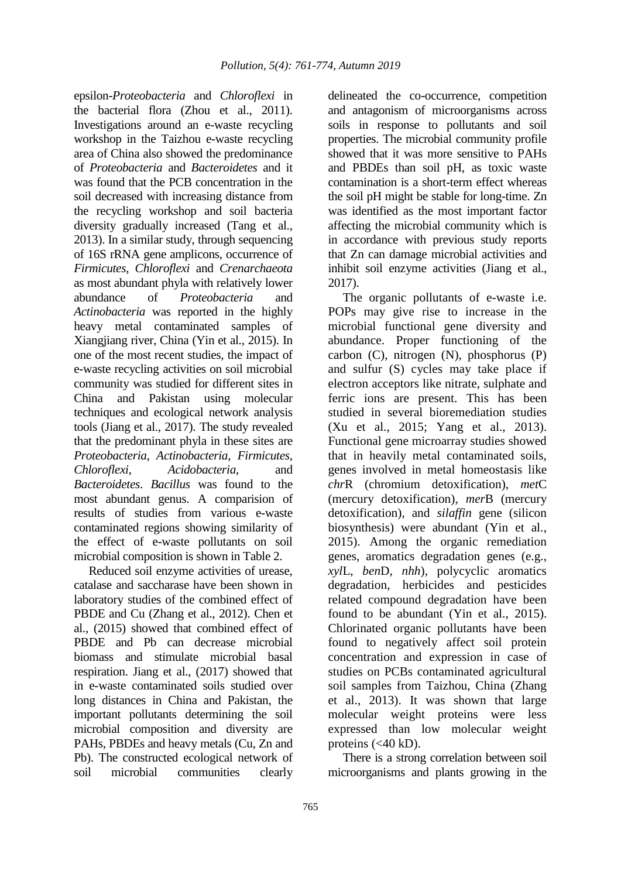epsilon-*Proteobacteria* and *Chloroflexi* in the bacterial flora (Zhou et al., 2011). Investigations around an e-waste recycling workshop in the Taizhou e-waste recycling area of China also showed the predominance of *Proteobacteria* and *Bacteroidetes* and it was found that the PCB concentration in the soil decreased with increasing distance from the recycling workshop and soil bacteria diversity gradually increased (Tang et al., 2013). In a similar study, through sequencing of 16S rRNA gene amplicons, occurrence of *Firmicutes*, *Chloroflexi* and *Crenarchaeota* as most abundant phyla with relatively lower abundance of *Proteobacteria* and *Actinobacteria* was reported in the highly heavy metal contaminated samples of Xiangjiang river, China (Yin et al., 2015). In one of the most recent studies, the impact of e-waste recycling activities on soil microbial community was studied for different sites in China and Pakistan using molecular techniques and ecological network analysis tools (Jiang et al., 2017). The study revealed that the predominant phyla in these sites are *Proteobacteria*, *Actinobacteria*, *Firmicutes*, *Chloroflexi*, *Acidobacteria*, and *Bacteroidetes*. *Bacillus* was found to the most abundant genus. A comparision of results of studies from various e-waste contaminated regions showing similarity of the effect of e-waste pollutants on soil microbial composition is shown in Table 2.

Reduced soil enzyme activities of urease, catalase and saccharase have been shown in laboratory studies of the combined effect of PBDE and Cu (Zhang et al., 2012). Chen et al., (2015) showed that combined effect of PBDE and Pb can decrease microbial biomass and stimulate microbial basal respiration. Jiang et al., (2017) showed that in e-waste contaminated soils studied over long distances in China and Pakistan, the important pollutants determining the soil microbial composition and diversity are PAHs, PBDEs and heavy metals (Cu, Zn and Pb). The constructed ecological network of soil microbial communities clearly delineated the co-occurrence, competition and antagonism of microorganisms across soils in response to pollutants and soil properties. The microbial community profile showed that it was more sensitive to PAHs and PBDEs than soil pH, as toxic waste contamination is a short-term effect whereas the soil pH might be stable for long-time. Zn was identified as the most important factor affecting the microbial community which is in accordance with previous study reports that Zn can damage microbial activities and inhibit soil enzyme activities (Jiang et al., 2017).

The organic pollutants of e-waste i.e. POPs may give rise to increase in the microbial functional gene diversity and abundance. Proper functioning of the carbon (C), nitrogen (N), phosphorus (P) and sulfur (S) cycles may take place if electron acceptors like nitrate, sulphate and ferric ions are present. This has been studied in several bioremediation studies (Xu et al., 2015; Yang et al., 2013). Functional gene microarray studies showed that in heavily metal contaminated soils, genes involved in metal homeostasis like *chr*R (chromium detoxification), *met*C (mercury detoxification), *mer*B (mercury detoxification), and *silaffin* gene (silicon biosynthesis) were abundant (Yin et al., 2015). Among the organic remediation genes, aromatics degradation genes (e.g., *xyl*L, *ben*D, *nhh*), polycyclic aromatics degradation, herbicides and pesticides related compound degradation have been found to be abundant (Yin et al., 2015). Chlorinated organic pollutants have been found to negatively affect soil protein concentration and expression in case of studies on PCBs contaminated agricultural soil samples from Taizhou, China (Zhang et al., 2013). It was shown that large molecular weight proteins were less expressed than low molecular weight proteins (<40 kD).

There is a strong correlation between soil microorganisms and plants growing in the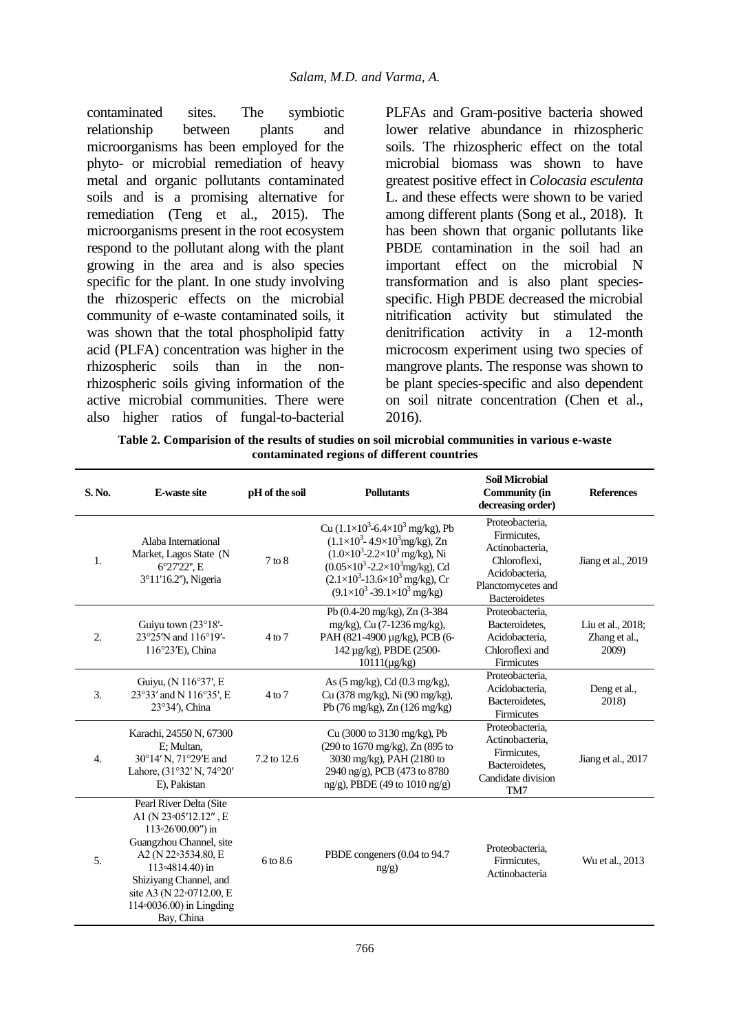contaminated sites. The symbiotic relationship between plants and microorganisms has been employed for the phyto- or microbial remediation of heavy metal and organic pollutants contaminated soils and is a promising alternative for remediation (Teng et al., 2015). The microorganisms present in the root ecosystem respond to the pollutant along with the plant growing in the area and is also species specific for the plant. In one study involving the rhizosperic effects on the microbial community of e-waste contaminated soils, it was shown that the total phospholipid fatty acid (PLFA) concentration was higher in the rhizospheric soils than in the non-rhizospheric soils giving information of the active microbial communities. There were also higher ratios of fungal-to-bacterial PLFAs and Gram-positive bacteria showed lower relative abundance in rhizospheric soils. The rhizospheric effect on the total microbial biomass was shown to have greatest positive effect in *Colocasia esculenta* L. and these effects were shown to be varied among different plants (Song et al., 2018). It has been shown that organic pollutants like PBDE contamination in the soil had an important effect on the microbial N transformation and is also plant species-specific. High PBDE decreased the microbial nitrification activity but stimulated the denitrification activity in a 12-month microcosm experiment using two species of mangrove plants. The response was shown to be plant species-specific and also dependent on soil nitrate concentration (Chen et al., 2016).

**Table 2. Comparision of the results of studies on soil microbial communities in various e-waste contaminated regions of different countries**

| S. No. | E-waste site | pH of the soil | Pollutants | Soil Microbial Community (in decreasing order) | References |
|---|---|---|---|---|---|
| 1. | Alaba International Market, Lagos State (N 6°27'22", E 3°11'16.2"), Nigeria | 7 to 8 | Cu ($1.1\times10^3$-$6.4\times10^3$ mg/kg), Pb ($1.1\times10^3$- $4.9\times10^3$mg/kg), Zn ($1.0\times10^3$-$2.2\times10^3$ mg/kg), Ni ($0.05\times10^3$-$2.2\times10^3$mg/kg), Cd ($2.1\times10^3$-$13.6\times10^3$ mg/kg), Cr ($9.1\times10^3$ -$39.1\times10^3$ mg/kg) | Proteobacteria, Firmicutes, Actinobacteria, Chloroflexi, Acidobacteria, Planctomycetes and Bacteroidetes | Jiang et al., 2019 |
| 2. | Guiyu town (23°18′-23°25′N and 116°19′-116°23′E), China | 4 to 7 | Pb (0.4-20 mg/kg), Zn (3-384 mg/kg), Cu (7-1236 mg/kg), PAH (821-4900 µg/kg), PCB (6-142 µg/kg), PBDE (2500-10111(µg/kg) | Proteobacteria, Bacteroidetes, Acidobacteria, Chloroflexi and Firmicutes | Liu et al., 2018; Zhang et al., 2009) |
| 3. | Guiyu, (N 116°37′, E 23°33′ and N 116°35′, E 23°34′), China | 4 to 7 | As (5 mg/kg), Cd (0.3 mg/kg), Cu (378 mg/kg), Ni (90 mg/kg), Pb (76 mg/kg), Zn (126 mg/kg) | Proteobacteria, Acidobacteria, Bacteroidetes, Firmicutes | Deng et al., 2018) |
| 4. | Karachi, 24550 N, 67300 E; Multan, 30°14′ N, 71°29′E and Lahore, (31°32′ N, 74°20′ E), Pakistan | 7.2 to 12.6 | Cu (3000 to 3130 mg/kg), Pb (290 to 1670 mg/kg), Zn (895 to 3030 mg/kg), PAH (2180 to 2940 ng/g), PCB (473 to 8780 ng/g), PBDE (49 to 1010 ng/g) | Proteobacteria, Actinobacteria, Firmicutes, Bacteroidetes, Candidate division TM7 | Jiang et al., 2017 |
| 5. | Pearl River Delta (Site A1 (N 23◦05′12.12″, E 113◦26′00.00″) in Guangzhou Channel, site A2 (N 22◦3534.80, E 113◦4814.40) in Shiziyang Channel, and site A3 (N 22◦0712.00, E 114◦0036.00) in Lingding Bay, China | 6 to 8.6 | PBDE congeners (0.04 to 94.7 ng/g) | Proteobacteria, Firmicutes, Actinobacteria | Wu et al., 2013 |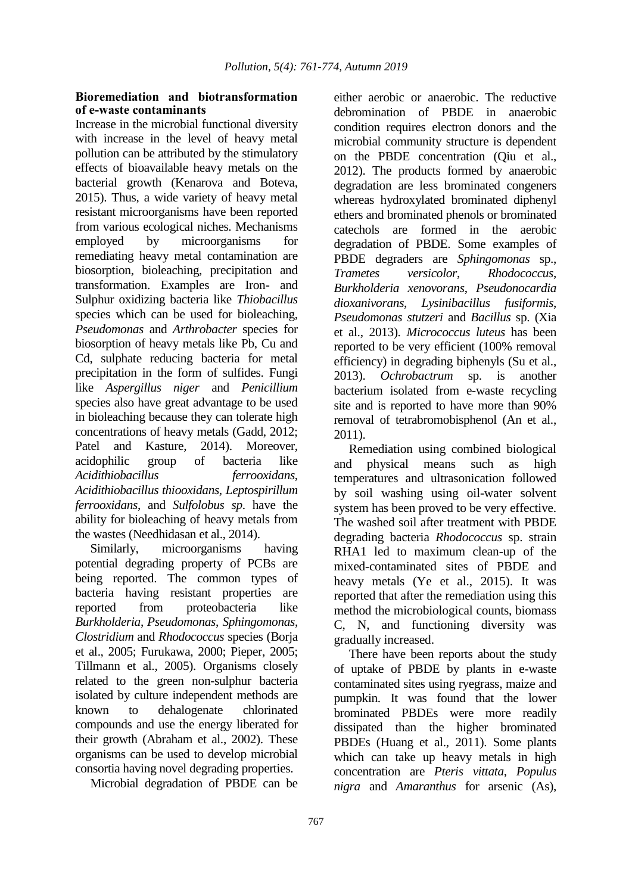### Bioremediation and biotransformation of e-waste contaminants

Increase in the microbial functional diversity with increase in the level of heavy metal pollution can be attributed by the stimulatory effects of bioavailable heavy metals on the bacterial growth (Kenarova and Boteva, 2015). Thus, a wide variety of heavy metal resistant microorganisms have been reported from various ecological niches. Mechanisms employed by microorganisms for remediating heavy metal contamination are biosorption, bioleaching, precipitation and transformation. Examples are Iron- and Sulphur oxidizing bacteria like *Thiobacillus* species which can be used for bioleaching, *Pseudomonas* and *Arthrobacter* species for biosorption of heavy metals like Pb, Cu and Cd, sulphate reducing bacteria for metal precipitation in the form of sulfides. Fungi like *Aspergillus niger* and *Penicillium* species also have great advantage to be used in bioleaching because they can tolerate high concentrations of heavy metals (Gadd, 2012; Patel and Kasture, 2014). Moreover, acidophilic group of bacteria like *Acidithiobacillus ferrooxidans*, *Acidithiobacillus thiooxidans*, *Leptospirillum ferrooxidans*, and *Sulfolobus sp*. have the ability for bioleaching of heavy metals from the wastes (Needhidasan et al., 2014).

Similarly, microorganisms having potential degrading property of PCBs are being reported. The common types of bacteria having resistant properties are reported from proteobacteria like *Burkholderia*, *Pseudomonas*, *Sphingomonas*, *Clostridium* and *Rhodococcus* species (Borja et al., 2005; Furukawa, 2000; Pieper, 2005; Tillmann et al., 2005). Organisms closely related to the green non-sulphur bacteria isolated by culture independent methods are known to dehalogenate chlorinated compounds and use the energy liberated for their growth (Abraham et al., 2002). These organisms can be used to develop microbial consortia having novel degrading properties.

Microbial degradation of PBDE can be either aerobic or anaerobic. The reductive debromination of PBDE in anaerobic condition requires electron donors and the microbial community structure is dependent on the PBDE concentration (Qiu et al., 2012). The products formed by anaerobic degradation are less brominated congeners whereas hydroxylated brominated diphenyl ethers and brominated phenols or brominated catechols are formed in the aerobic degradation of PBDE. Some examples of PBDE degraders are *Sphingomonas* sp., *Trametes versicolor*, *Rhodococcus*, *Burkholderia xenovorans*, *Pseudonocardia dioxanivorans*, *Lysinibacillus fusiformis*, *Pseudomonas stutzeri* and *Bacillus* sp. (Xia et al., 2013). *Micrococcus luteus* has been reported to be very efficient (100% removal efficiency) in degrading biphenyls (Su et al., 2013). *Ochrobactrum* sp. is another bacterium isolated from e-waste recycling site and is reported to have more than 90% removal of tetrabromobisphenol (An et al., 2011).

Remediation using combined biological and physical means such as high temperatures and ultrasonication followed by soil washing using oil-water solvent system has been proved to be very effective. The washed soil after treatment with PBDE degrading bacteria *Rhodococcus* sp. strain RHA1 led to maximum clean-up of the mixed-contaminated sites of PBDE and heavy metals (Ye et al., 2015). It was reported that after the remediation using this method the microbiological counts, biomass C, N, and functioning diversity was gradually increased.

There have been reports about the study of uptake of PBDE by plants in e-waste contaminated sites using ryegrass, maize and pumpkin. It was found that the lower brominated PBDEs were more readily dissipated than the higher brominated PBDEs (Huang et al., 2011). Some plants which can take up heavy metals in high concentration are *Pteris vittata*, *Populus nigra* and *Amaranthus* for arsenic (As),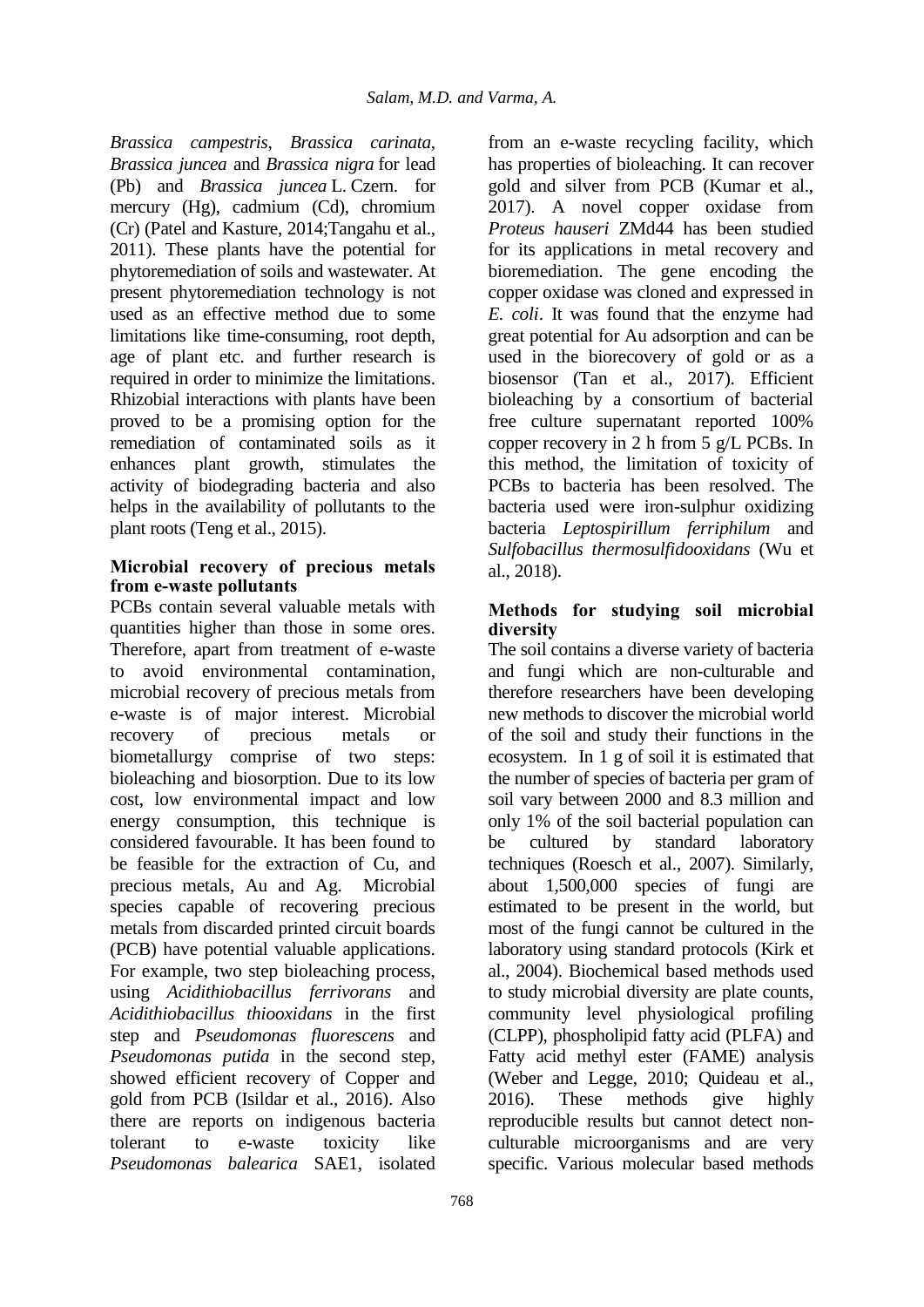*Brassica campestris*, *Brassica carinata*, *Brassica juncea* and *Brassica nigra* for lead (Pb) and *Brassica juncea* L. Czern. for mercury (Hg), cadmium (Cd), chromium (Cr) (Patel and Kasture, 2014;Tangahu et al., 2011). These plants have the potential for phytoremediation of soils and wastewater. At present phytoremediation technology is not used as an effective method due to some limitations like time-consuming, root depth, age of plant etc. and further research is required in order to minimize the limitations. Rhizobial interactions with plants have been proved to be a promising option for the remediation of contaminated soils as it enhances plant growth, stimulates the activity of biodegrading bacteria and also helps in the availability of pollutants to the plant roots (Teng et al., 2015).

**Microbial recovery of precious metals from e-waste pollutants**

PCBs contain several valuable metals with quantities higher than those in some ores. Therefore, apart from treatment of e-waste to avoid environmental contamination, microbial recovery of precious metals from e-waste is of major interest. Microbial recovery of precious metals or biometallurgy comprise of two steps: bioleaching and biosorption. Due to its low cost, low environmental impact and low energy consumption, this technique is considered favourable. It has been found to be feasible for the extraction of Cu, and precious metals, Au and Ag. Microbial species capable of recovering precious metals from discarded printed circuit boards (PCB) have potential valuable applications. For example, two step bioleaching process, using *Acidithiobacillus ferrivorans* and *Acidithiobacillus thiooxidans* in the first step and *Pseudomonas fluorescens* and *Pseudomonas putida* in the second step, showed efficient recovery of Copper and gold from PCB (Isildar et al., 2016). Also there are reports on indigenous bacteria tolerant to e-waste toxicity like *Pseudomonas balearica* SAE1, isolated from an e-waste recycling facility, which has properties of bioleaching. It can recover gold and silver from PCB (Kumar et al., 2017). A novel copper oxidase from *Proteus hauseri* ZMd44 has been studied for its applications in metal recovery and bioremediation. The gene encoding the copper oxidase was cloned and expressed in *E. coli*. It was found that the enzyme had great potential for Au adsorption and can be used in the biorecovery of gold or as a biosensor (Tan et al., 2017). Efficient bioleaching by a consortium of bacterial free culture supernatant reported 100% copper recovery in 2 h from 5 g/L PCBs. In this method, the limitation of toxicity of PCBs to bacteria has been resolved. The bacteria used were iron-sulphur oxidizing bacteria *Leptospirillum ferriphilum* and *Sulfobacillus thermosulfidooxidans* (Wu et al., 2018).

**Methods for studying soil microbial diversity**

The soil contains a diverse variety of bacteria and fungi which are non-culturable and therefore researchers have been developing new methods to discover the microbial world of the soil and study their functions in the ecosystem. In 1 g of soil it is estimated that the number of species of bacteria per gram of soil vary between 2000 and 8.3 million and only 1% of the soil bacterial population can be cultured by standard laboratory techniques (Roesch et al., 2007). Similarly, about 1,500,000 species of fungi are estimated to be present in the world, but most of the fungi cannot be cultured in the laboratory using standard protocols (Kirk et al., 2004). Biochemical based methods used to study microbial diversity are plate counts, community level physiological profiling (CLPP), phospholipid fatty acid (PLFA) and Fatty acid methyl ester (FAME) analysis (Weber and Legge, 2010; Quideau et al., 2016). These methods give highly reproducible results but cannot detect non-culturable microorganisms and are very specific. Various molecular based methods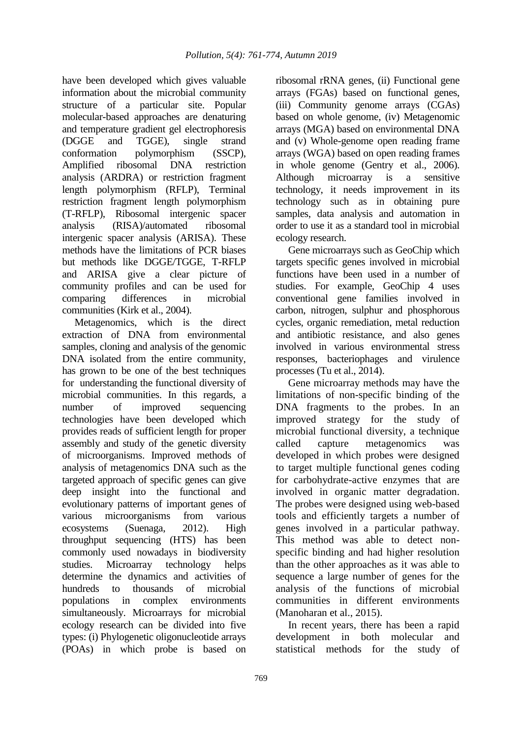have been developed which gives valuable information about the microbial community structure of a particular site. Popular molecular-based approaches are denaturing and temperature gradient gel electrophoresis (DGGE and TGGE), single strand conformation polymorphism (SSCP), Amplified ribosomal DNA restriction analysis (ARDRA) or restriction fragment length polymorphism (RFLP), Terminal restriction fragment length polymorphism (T-RFLP), Ribosomal intergenic spacer analysis (RISA)/automated ribosomal intergenic spacer analysis (ARISA). These methods have the limitations of PCR biases but methods like DGGE/TGGE, T-RFLP and ARISA give a clear picture of community profiles and can be used for comparing differences in microbial communities (Kirk et al., 2004).

Metagenomics, which is the direct extraction of DNA from environmental samples, cloning and analysis of the genomic DNA isolated from the entire community, has grown to be one of the best techniques for understanding the functional diversity of microbial communities. In this regards, a number of improved sequencing technologies have been developed which provides reads of sufficient length for proper assembly and study of the genetic diversity of microorganisms. Improved methods of analysis of metagenomics DNA such as the targeted approach of specific genes can give deep insight into the functional and evolutionary patterns of important genes of various microorganisms from various ecosystems (Suenaga, 2012). High throughput sequencing (HTS) has been commonly used nowadays in biodiversity studies. Microarray technology helps determine the dynamics and activities of hundreds to thousands of microbial populations in complex environments simultaneously. Microarrays for microbial ecology research can be divided into five types: (i) Phylogenetic oligonucleotide arrays (POAs) in which probe is based on ribosomal rRNA genes, (ii) Functional gene arrays (FGAs) based on functional genes, (iii) Community genome arrays (CGAs) based on whole genome, (iv) Metagenomic arrays (MGA) based on environmental DNA and (v) Whole-genome open reading frame arrays (WGA) based on open reading frames in whole genome (Gentry et al., 2006). Although microarray is a sensitive technology, it needs improvement in its technology such as in obtaining pure samples, data analysis and automation in order to use it as a standard tool in microbial ecology research.

Gene microarrays such as GeoChip which targets specific genes involved in microbial functions have been used in a number of studies. For example, GeoChip 4 uses conventional gene families involved in carbon, nitrogen, sulphur and phosphorous cycles, organic remediation, metal reduction and antibiotic resistance, and also genes involved in various environmental stress responses, bacteriophages and virulence processes (Tu et al., 2014).

Gene microarray methods may have the limitations of non-specific binding of the DNA fragments to the probes. In an improved strategy for the study of microbial functional diversity, a technique called capture metagenomics was developed in which probes were designed to target multiple functional genes coding for carbohydrate-active enzymes that are involved in organic matter degradation. The probes were designed using web-based tools and efficiently targets a number of genes involved in a particular pathway. This method was able to detect non-specific binding and had higher resolution than the other approaches as it was able to sequence a large number of genes for the analysis of the functions of microbial communities in different environments (Manoharan et al., 2015).

In recent years, there has been a rapid development in both molecular and statistical methods for the study of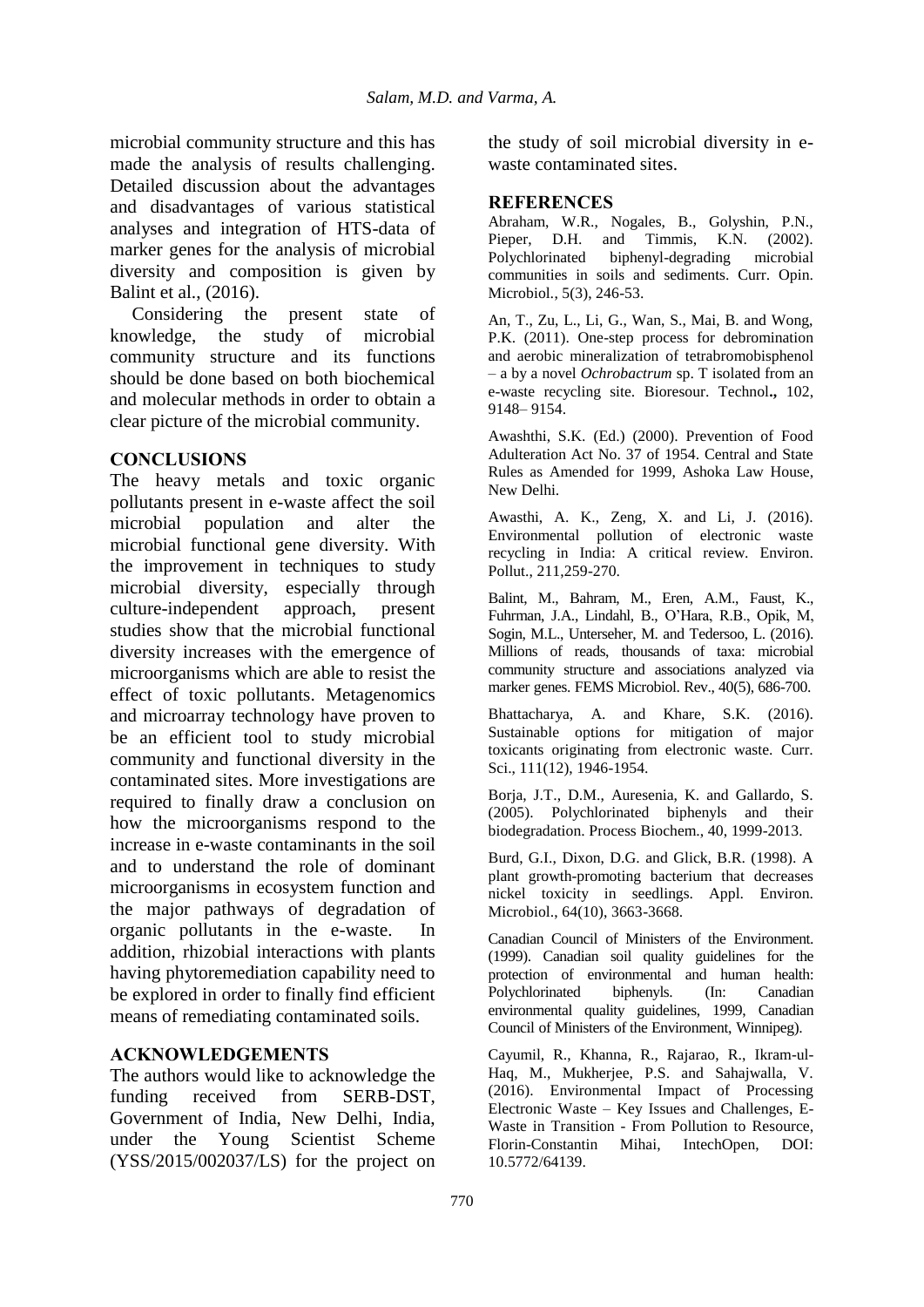microbial community structure and this has made the analysis of results challenging. Detailed discussion about the advantages and disadvantages of various statistical analyses and integration of HTS-data of marker genes for the analysis of microbial diversity and composition is given by Balint et al., (2016).

Considering the present state of knowledge, the study of microbial community structure and its functions should be done based on both biochemical and molecular methods in order to obtain a clear picture of the microbial community.

## CONCLUSIONS

The heavy metals and toxic organic pollutants present in e-waste affect the soil microbial population and alter the microbial functional gene diversity. With the improvement in techniques to study microbial diversity, especially through culture-independent approach, present studies show that the microbial functional diversity increases with the emergence of microorganisms which are able to resist the effect of toxic pollutants. Metagenomics and microarray technology have proven to be an efficient tool to study microbial community and functional diversity in the contaminated sites. More investigations are required to finally draw a conclusion on how the microorganisms respond to the increase in e-waste contaminants in the soil and to understand the role of dominant microorganisms in ecosystem function and the major pathways of degradation of organic pollutants in the e-waste. In addition, rhizobial interactions with plants having phytoremediation capability need to be explored in order to finally find efficient means of remediating contaminated soils.

## ACKNOWLEDGEMENTS

The authors would like to acknowledge the funding received from SERB-DST, Government of India, New Delhi, India, under the Young Scientist Scheme (YSS/2015/002037/LS) for the project on the study of soil microbial diversity in e-waste contaminated sites.

## REFERENCES

Abraham, W.R., Nogales, B., Golyshin, P.N., Pieper, D.H. and Timmis, K.N. (2002). Polychlorinated biphenyl-degrading microbial communities in soils and sediments. Curr. Opin. Microbiol., 5(3), 246-53.

An, T., Zu, L., Li, G., Wan, S., Mai, B. and Wong, P.K. (2011). One-step process for debromination and aerobic mineralization of tetrabromobisphenol – a by a novel *Ochrobactrum* sp. T isolated from an e-waste recycling site. Bioresour. Technol**.,** 102, 9148– 9154.

Awashthi, S.K. (Ed.) (2000). Prevention of Food Adulteration Act No. 37 of 1954. Central and State Rules as Amended for 1999, Ashoka Law House, New Delhi.

Awasthi, A. K., Zeng, X. and Li, J. (2016). Environmental pollution of electronic waste recycling in India: A critical review. Environ. Pollut., 211,259-270.

Balint, M., Bahram, M., Eren, A.M., Faust, K., Fuhrman, J.A., Lindahl, B., O'Hara, R.B., Opik, M, Sogin, M.L., Unterseher, M. and Tedersoo, L. (2016). Millions of reads, thousands of taxa: microbial community structure and associations analyzed via marker genes. FEMS Microbiol. Rev., 40(5), 686-700.

Bhattacharya, A. and Khare, S.K. (2016). Sustainable options for mitigation of major toxicants originating from electronic waste. Curr. Sci., 111(12), 1946-1954.

Borja, J.T., D.M., Auresenia, K. and Gallardo, S. (2005). Polychlorinated biphenyls and their biodegradation. Process Biochem., 40, 1999-2013.

Burd, G.I., Dixon, D.G. and Glick, B.R. (1998). A plant growth-promoting bacterium that decreases nickel toxicity in seedlings. Appl. Environ. Microbiol., 64(10), 3663-3668.

Canadian Council of Ministers of the Environment. (1999). Canadian soil quality guidelines for the protection of environmental and human health: Polychlorinated biphenyls. (In: Canadian environmental quality guidelines, 1999, Canadian Council of Ministers of the Environment, Winnipeg).

Cayumil, R., Khanna, R., Rajarao, R., Ikram-ul-Haq, M., Mukherjee, P.S. and Sahajwalla, V. (2016). Environmental Impact of Processing Electronic Waste – Key Issues and Challenges, E-Waste in Transition - From Pollution to Resource, Florin-Constantin Mihai, IntechOpen, DOI: 10.5772/64139.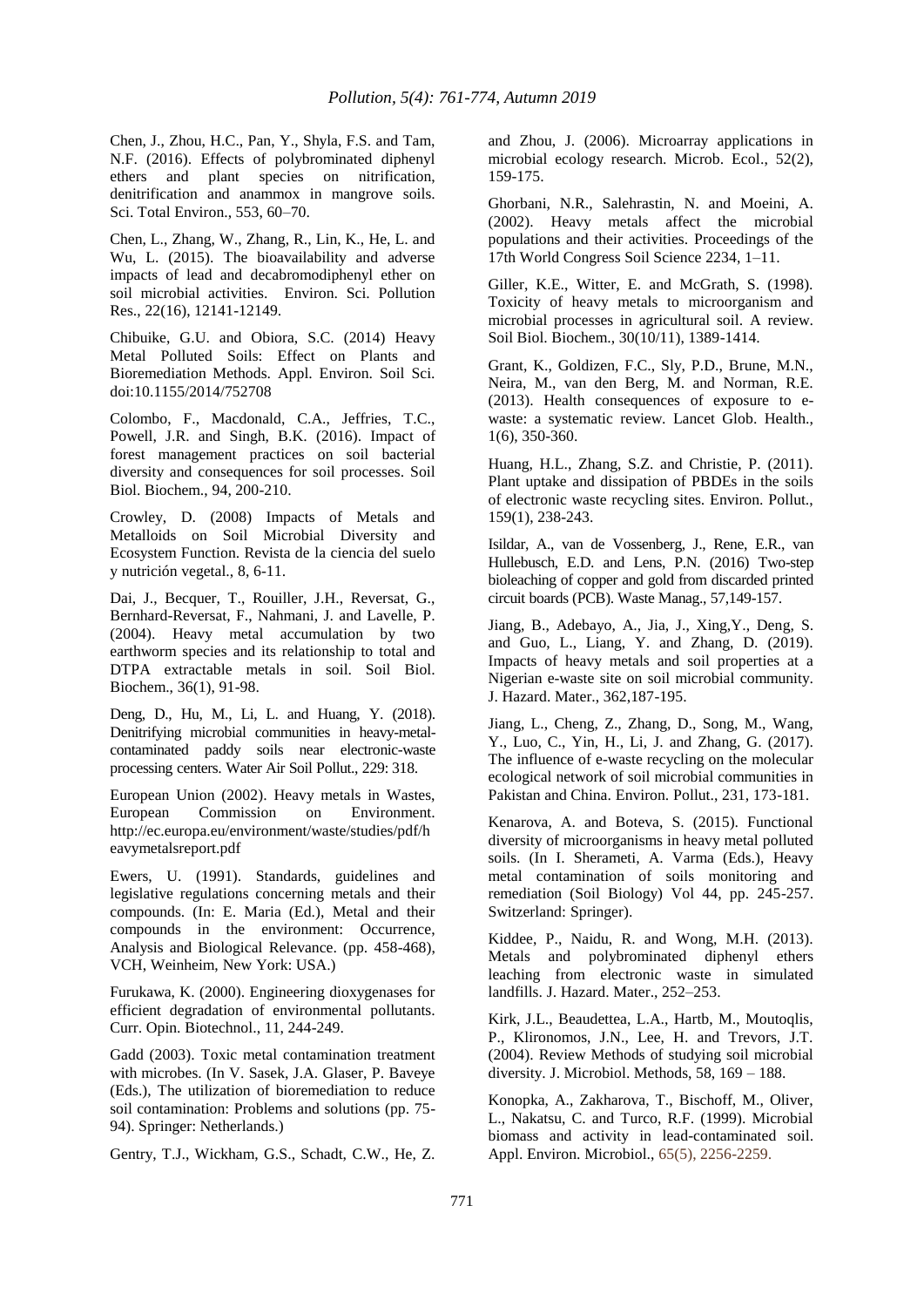Chen, J., Zhou, H.C., Pan, Y., Shyla, F.S. and Tam, N.F. (2016). Effects of polybrominated diphenyl ethers and plant species on nitrification, denitrification and anammox in mangrove soils. Sci. Total Environ., 553, 60–70.

Chen, L., Zhang, W., Zhang, R., Lin, K., He, L. and Wu, L. (2015). The bioavailability and adverse impacts of lead and decabromodiphenyl ether on soil microbial activities. Environ. Sci. Pollution Res., 22(16), 12141-12149.

Chibuike, G.U. and Obiora, S.C. (2014) Heavy Metal Polluted Soils: Effect on Plants and Bioremediation Methods. Appl. Environ. Soil Sci. doi:10.1155/2014/752708

Colombo, F., Macdonald, C.A., Jeffries, T.C., Powell, J.R. and Singh, B.K. (2016). Impact of forest management practices on soil bacterial diversity and consequences for soil processes. Soil Biol. Biochem., 94, 200-210.

Crowley, D. (2008) Impacts of Metals and Metalloids on Soil Microbial Diversity and Ecosystem Function. Revista de la ciencia del suelo y nutrición vegetal., 8, 6-11.

Dai, J., Becquer, T., Rouiller, J.H., Reversat, G., Bernhard-Reversat, F., Nahmani, J. and Lavelle, P. (2004). Heavy metal accumulation by two earthworm species and its relationship to total and DTPA extractable metals in soil. Soil Biol. Biochem., 36(1), 91-98.

Deng, D., Hu, M., Li, L. and Huang, Y. (2018). Denitrifying microbial communities in heavy-metal-contaminated paddy soils near electronic-waste processing centers. Water Air Soil Pollut., 229: 318.

European Union (2002). Heavy metals in Wastes, European Commission on Environment. http://ec.europa.eu/environment/waste/studies/pdf/heavymetalsreport.pdf

Ewers, U. (1991). Standards, guidelines and legislative regulations concerning metals and their compounds. (In: E. Maria (Ed.), Metal and their compounds in the environment: Occurrence, Analysis and Biological Relevance. (pp. 458-468), VCH, Weinheim, New York: USA.)

Furukawa, K. (2000). Engineering dioxygenases for efficient degradation of environmental pollutants. Curr. Opin. Biotechnol., 11, 244-249.

Gadd (2003). Toxic metal contamination treatment with microbes. (In V. Sasek, J.A. Glaser, P. Baveye (Eds.), The utilization of bioremediation to reduce soil contamination: Problems and solutions (pp. 75-94). Springer: Netherlands.)

Gentry, T.J., Wickham, G.S., Schadt, C.W., He, Z. and Zhou, J. (2006). Microarray applications in microbial ecology research. Microb. Ecol., 52(2), 159-175.

Ghorbani, N.R., Salehrastin, N. and Moeini, A. (2002). Heavy metals affect the microbial populations and their activities. Proceedings of the 17th World Congress Soil Science 2234, 1–11.

Giller, K.E., Witter, E. and McGrath, S. (1998). Toxicity of heavy metals to microorganism and microbial processes in agricultural soil. A review. Soil Biol. Biochem., 30(10/11), 1389-1414.

Grant, K., Goldizen, F.C., Sly, P.D., Brune, M.N., Neira, M., van den Berg, M. and Norman, R.E. (2013). Health consequences of exposure to e-waste: a systematic review. Lancet Glob. Health., 1(6), 350-360.

Huang, H.L., Zhang, S.Z. and Christie, P. (2011). Plant uptake and dissipation of PBDEs in the soils of electronic waste recycling sites. Environ. Pollut., 159(1), 238-243.

Isildar, A., van de Vossenberg, J., Rene, E.R., van Hullebusch, E.D. and Lens, P.N. (2016) Two-step bioleaching of copper and gold from discarded printed circuit boards (PCB). Waste Manag., 57,149-157.

Jiang, B., Adebayo, A., Jia, J., Xing,Y., Deng, S. and Guo, L., Liang, Y. and Zhang, D. (2019). Impacts of heavy metals and soil properties at a Nigerian e-waste site on soil microbial community. J. Hazard. Mater., 362,187-195.

Jiang, L., Cheng, Z., Zhang, D., Song, M., Wang, Y., Luo, C., Yin, H., Li, J. and Zhang, G. (2017). The influence of e-waste recycling on the molecular ecological network of soil microbial communities in Pakistan and China. Environ. Pollut., 231, 173-181.

Kenarova, A. and Boteva, S. (2015). Functional diversity of microorganisms in heavy metal polluted soils. (In I. Sherameti, A. Varma (Eds.), Heavy metal contamination of soils monitoring and remediation (Soil Biology) Vol 44, pp. 245-257. Switzerland: Springer).

Kiddee, P., Naidu, R. and Wong, M.H. (2013). Metals and polybrominated diphenyl ethers leaching from electronic waste in simulated landfills. J. Hazard. Mater., 252–253.

Kirk, J.L., Beaudettea, L.A., Hartb, M., Moutoqlis, P., Klironomos, J.N., Lee, H. and Trevors, J.T. (2004). Review Methods of studying soil microbial diversity. J. Microbiol. Methods, 58, 169 – 188.

Konopka, A., Zakharova, T., Bischoff, M., Oliver, L., Nakatsu, C. and Turco, R.F. (1999). Microbial biomass and activity in lead-contaminated soil. Appl. Environ. Microbiol., 65(5), 2256-2259.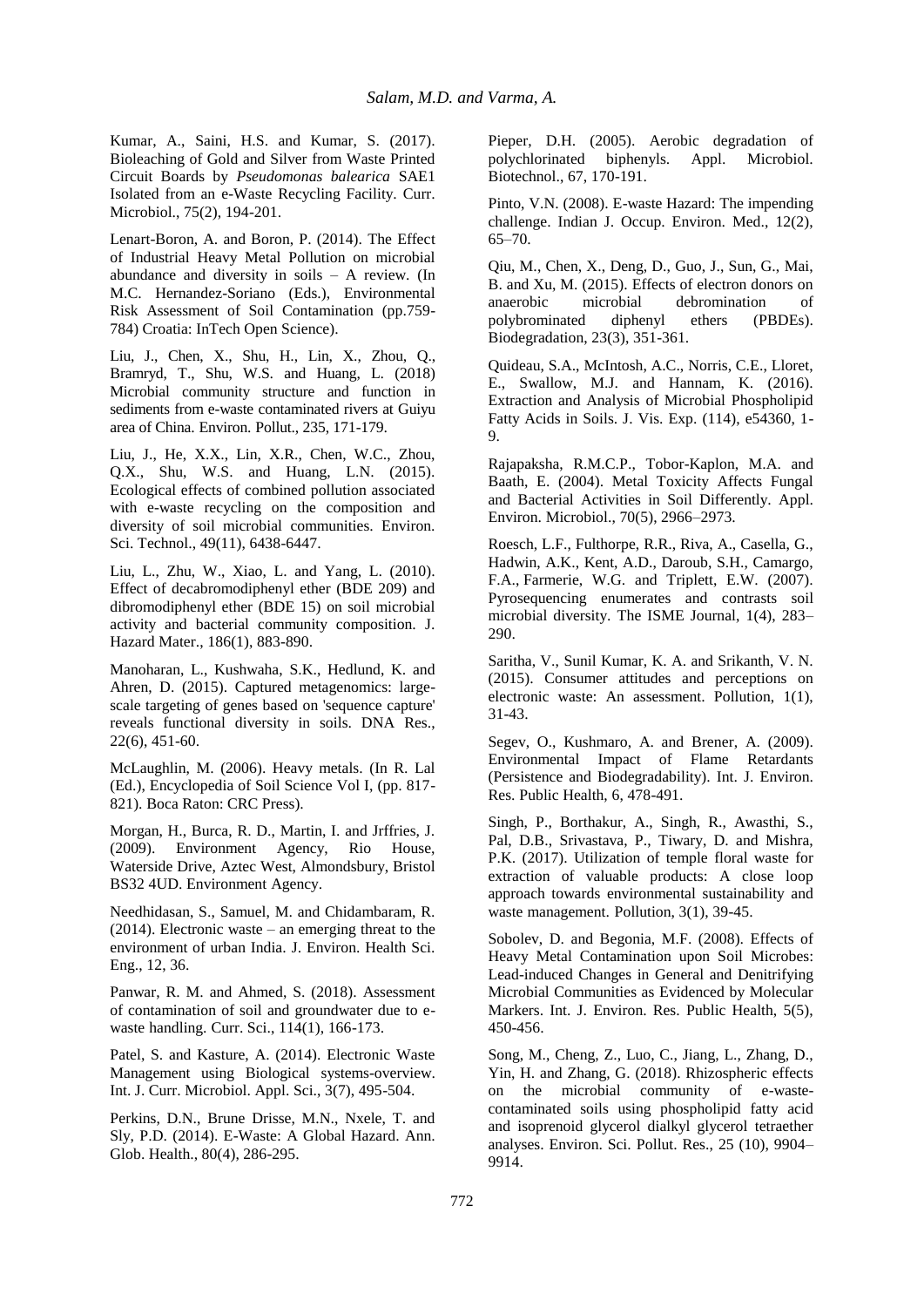Kumar, A., Saini, H.S. and Kumar, S. (2017). Bioleaching of Gold and Silver from Waste Printed Circuit Boards by *Pseudomonas balearica* SAE1 Isolated from an e-Waste Recycling Facility. Curr. Microbiol., 75(2), 194-201.

Lenart-Boron, A. and Boron, P. (2014). The Effect of Industrial Heavy Metal Pollution on microbial abundance and diversity in soils – A review. (In M.C. Hernandez-Soriano (Eds.), Environmental Risk Assessment of Soil Contamination (pp.759-784) Croatia: InTech Open Science).

Liu, J., Chen, X., Shu, H., Lin, X., Zhou, Q., Bramryd, T., Shu, W.S. and Huang, L. (2018) Microbial community structure and function in sediments from e-waste contaminated rivers at Guiyu area of China. Environ. Pollut., 235, 171-179.

Liu, J., He, X.X., Lin, X.R., Chen, W.C., Zhou, Q.X., Shu, W.S. and Huang, L.N. (2015). Ecological effects of combined pollution associated with e-waste recycling on the composition and diversity of soil microbial communities. Environ. Sci. Technol., 49(11), 6438-6447.

Liu, L., Zhu, W., Xiao, L. and Yang, L. (2010). Effect of decabromodiphenyl ether (BDE 209) and dibromodiphenyl ether (BDE 15) on soil microbial activity and bacterial community composition. J. Hazard Mater., 186(1), 883-890.

Manoharan, L., Kushwaha, S.K., Hedlund, K. and Ahren, D. (2015). Captured metagenomics: large-scale targeting of genes based on 'sequence capture' reveals functional diversity in soils. DNA Res., 22(6), 451-60.

McLaughlin, M. (2006). Heavy metals. (In R. Lal (Ed.), Encyclopedia of Soil Science Vol I, (pp. 817-821). Boca Raton: CRC Press).

Morgan, H., Burca, R. D., Martin, I. and Jrffries, J. (2009). Environment Agency, Rio House, Waterside Drive, Aztec West, Almondsbury, Bristol BS32 4UD. Environment Agency.

Needhidasan, S., Samuel, M. and Chidambaram, R. (2014). Electronic waste – an emerging threat to the environment of urban India. J. Environ. Health Sci. Eng., 12, 36.

Panwar, R. M. and Ahmed, S. (2018). Assessment of contamination of soil and groundwater due to e-waste handling. Curr. Sci., 114(1), 166-173.

Patel, S. and Kasture, A. (2014). Electronic Waste Management using Biological systems-overview. Int. J. Curr. Microbiol. Appl. Sci., 3(7), 495-504.

Perkins, D.N., Brune Drisse, M.N., Nxele, T. and Sly, P.D. (2014). E-Waste: A Global Hazard. Ann. Glob. Health., 80(4), 286-295.

Pieper, D.H. (2005). Aerobic degradation of polychlorinated biphenyls. Appl. Microbiol. Biotechnol., 67, 170-191.

Pinto, V.N. (2008). E-waste Hazard: The impending challenge. Indian J. Occup. Environ. Med., 12(2), 65–70.

Qiu, M., Chen, X., Deng, D., Guo, J., Sun, G., Mai, B. and Xu, M. (2015). Effects of electron donors on anaerobic microbial debromination of polybrominated diphenyl ethers (PBDEs). Biodegradation, 23(3), 351-361.

Quideau, S.A., McIntosh, A.C., Norris, C.E., Lloret, E., Swallow, M.J. and Hannam, K. (2016). Extraction and Analysis of Microbial Phospholipid Fatty Acids in Soils. J. Vis. Exp. (114), e54360, 1-9.

Rajapaksha, R.M.C.P., Tobor-Kaplon, M.A. and Baath, E. (2004). Metal Toxicity Affects Fungal and Bacterial Activities in Soil Differently. Appl. Environ. Microbiol., 70(5), 2966–2973.

Roesch, L.F., Fulthorpe, R.R., Riva, A., Casella, G., Hadwin, A.K., Kent, A.D., Daroub, S.H., Camargo, F.A., Farmerie, W.G. and Triplett, E.W. (2007). Pyrosequencing enumerates and contrasts soil microbial diversity. The ISME Journal, 1(4), 283–290.

Saritha, V., Sunil Kumar, K. A. and Srikanth, V. N. (2015). Consumer attitudes and perceptions on electronic waste: An assessment. Pollution, 1(1), 31-43.

Segev, O., Kushmaro, A. and Brener, A. (2009). Environmental Impact of Flame Retardants (Persistence and Biodegradability). Int. J. Environ. Res. Public Health, 6, 478-491.

Singh, P., Borthakur, A., Singh, R., Awasthi, S., Pal, D.B., Srivastava, P., Tiwary, D. and Mishra, P.K. (2017). Utilization of temple floral waste for extraction of valuable products: A close loop approach towards environmental sustainability and waste management. Pollution, 3(1), 39-45.

Sobolev, D. and Begonia, M.F. (2008). Effects of Heavy Metal Contamination upon Soil Microbes: Lead-induced Changes in General and Denitrifying Microbial Communities as Evidenced by Molecular Markers. Int. J. Environ. Res. Public Health, 5(5), 450-456.

Song, M., Cheng, Z., Luo, C., Jiang, L., Zhang, D., Yin, H. and Zhang, G. (2018). Rhizospheric effects on the microbial community of e-waste-contaminated soils using phospholipid fatty acid and isoprenoid glycerol dialkyl glycerol tetraether analyses. Environ. Sci. Pollut. Res., 25 (10), 9904–9914.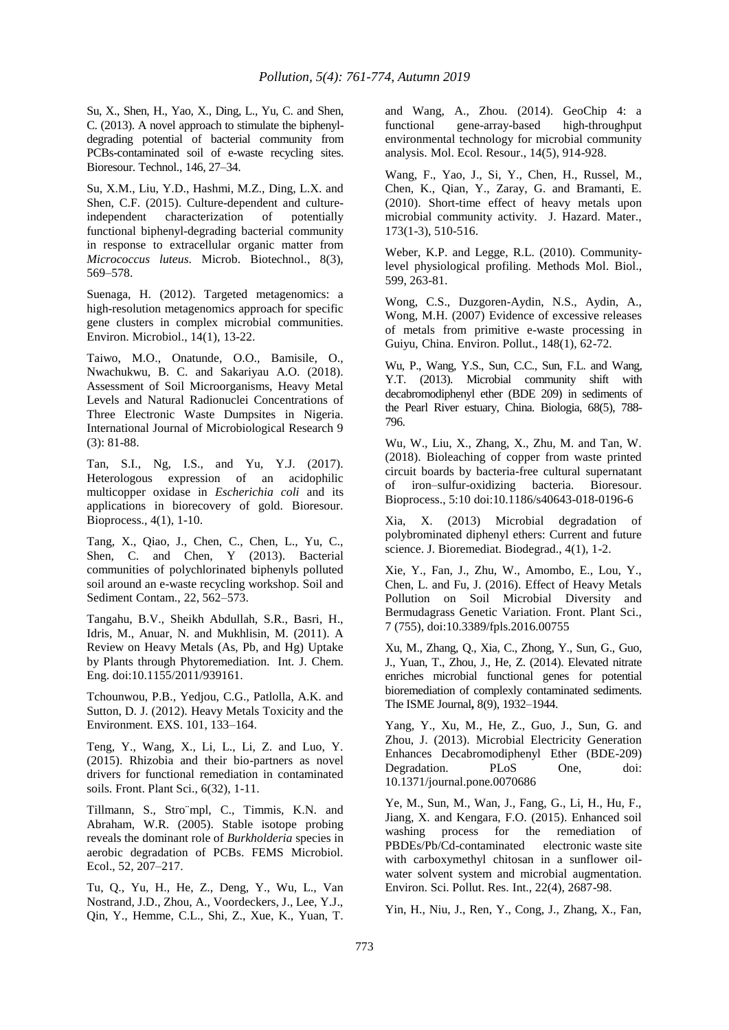Su, X., Shen, H., Yao, X., Ding, L., Yu, C. and Shen, C. (2013). A novel approach to stimulate the biphenyl-degrading potential of bacterial community from PCBs-contaminated soil of e-waste recycling sites. Bioresour. Technol., 146, 27–34.

Su, X.M., Liu, Y.D., Hashmi, M.Z., Ding, L.X. and Shen, C.F. (2015). Culture-dependent and culture-independent characterization of potentially functional biphenyl-degrading bacterial community in response to extracellular organic matter from *Micrococcus luteus*. Microb. Biotechnol., 8(3), 569–578.

Suenaga, H. (2012). Targeted metagenomics: a high-resolution metagenomics approach for specific gene clusters in complex microbial communities. Environ. Microbiol., 14(1), 13-22.

Taiwo, M.O., Onatunde, O.O., Bamisile, O., Nwachukwu, B. C. and Sakariyau A.O. (2018). Assessment of Soil Microorganisms, Heavy Metal Levels and Natural Radionuclei Concentrations of Three Electronic Waste Dumpsites in Nigeria. International Journal of Microbiological Research 9 (3): 81-88.

Tan, S.I., Ng, I.S., and Yu, Y.J. (2017). Heterologous expression of an acidophilic multicopper oxidase in *Escherichia coli* and its applications in biorecovery of gold. Bioresour. Bioprocess., 4(1), 1-10.

Tang, X., Qiao, J., Chen, C., Chen, L., Yu, C., Shen, C. and Chen, Y (2013). Bacterial communities of polychlorinated biphenyls polluted soil around an e-waste recycling workshop. Soil and Sediment Contam., 22, 562–573.

Tangahu, B.V., Sheikh Abdullah, S.R., Basri, H., Idris, M., Anuar, N. and Mukhlisin, M. (2011). A Review on Heavy Metals (As, Pb, and Hg) Uptake by Plants through Phytoremediation. Int. J. Chem. Eng. doi:10.1155/2011/939161.

Tchounwou, P.B., Yedjou, C.G., Patlolla, A.K. and Sutton, D. J. (2012). Heavy Metals Toxicity and the Environment. EXS. 101, 133–164.

Teng, Y., Wang, X., Li, L., Li, Z. and Luo, Y. (2015). Rhizobia and their bio-partners as novel drivers for functional remediation in contaminated soils. Front. Plant Sci., 6(32), 1-11.

Tillmann, S., Stro¨mpl, C., Timmis, K.N. and Abraham, W.R. (2005). Stable isotope probing reveals the dominant role of *Burkholderia* species in aerobic degradation of PCBs. FEMS Microbiol. Ecol., 52, 207–217.

Tu, Q., Yu, H., He, Z., Deng, Y., Wu, L., Van Nostrand, J.D., Zhou, A., Voordeckers, J., Lee, Y.J., Qin, Y., Hemme, C.L., Shi, Z., Xue, K., Yuan, T. and Wang, A., Zhou. (2014). GeoChip 4: a functional gene-array-based high-throughput environmental technology for microbial community analysis. Mol. Ecol. Resour., 14(5), 914-928.

Wang, F., Yao, J., Si, Y., Chen, H., Russel, M., Chen, K., Qian, Y., Zaray, G. and Bramanti, E. (2010). Short-time effect of heavy metals upon microbial community activity. J. Hazard. Mater., 173(1-3), 510-516.

Weber, K.P. and Legge, R.L. (2010). Community-level physiological profiling. Methods Mol. Biol., 599, 263-81.

Wong, C.S., Duzgoren-Aydin, N.S., Aydin, A., Wong, M.H. (2007) Evidence of excessive releases of metals from primitive e-waste processing in Guiyu, China. Environ. Pollut., 148(1), 62-72.

Wu, P., Wang, Y.S., Sun, C.C., Sun, F.L. and Wang, Y.T. (2013). Microbial community shift with decabromodiphenyl ether (BDE 209) in sediments of the Pearl River estuary, China. Biologia, 68(5), 788-796.

Wu, W., Liu, X., Zhang, X., Zhu, M. and Tan, W. (2018). Bioleaching of copper from waste printed circuit boards by bacteria-free cultural supernatant of iron–sulfur-oxidizing bacteria. Bioresour. Bioprocess., 5:10 doi:10.1186/s40643-018-0196-6

Xia, X. (2013) Microbial degradation of polybrominated diphenyl ethers: Current and future science. J. Bioremediat. Biodegrad., 4(1), 1-2.

Xie, Y., Fan, J., Zhu, W., Amombo, E., Lou, Y., Chen, L. and Fu, J. (2016). Effect of Heavy Metals Pollution on Soil Microbial Diversity and Bermudagrass Genetic Variation. Front. Plant Sci., 7 (755), doi:10.3389/fpls.2016.00755

Xu, M., Zhang, Q., Xia, C., Zhong, Y., Sun, G., Guo, J., Yuan, T., Zhou, J., He, Z. (2014). Elevated nitrate enriches microbial functional genes for potential bioremediation of complexly contaminated sediments. The ISME Journal**,** 8(9), 1932–1944.

Yang, Y., Xu, M., He, Z., Guo, J., Sun, G. and Zhou, J. (2013). Microbial Electricity Generation Enhances Decabromodiphenyl Ether (BDE-209) Degradation. PLoS One, doi: 10.1371/journal.pone.0070686

Ye, M., Sun, M., Wan, J., Fang, G., Li, H., Hu, F., Jiang, X. and Kengara, F.O. (2015). Enhanced soil washing process for the remediation of PBDEs/Pb/Cd-contaminated electronic waste site with carboxymethyl chitosan in a sunflower oil-water solvent system and microbial augmentation. Environ. Sci. Pollut. Res. Int., 22(4), 2687-98.

Yin, H., Niu, J., Ren, Y., Cong, J., Zhang, X., Fan,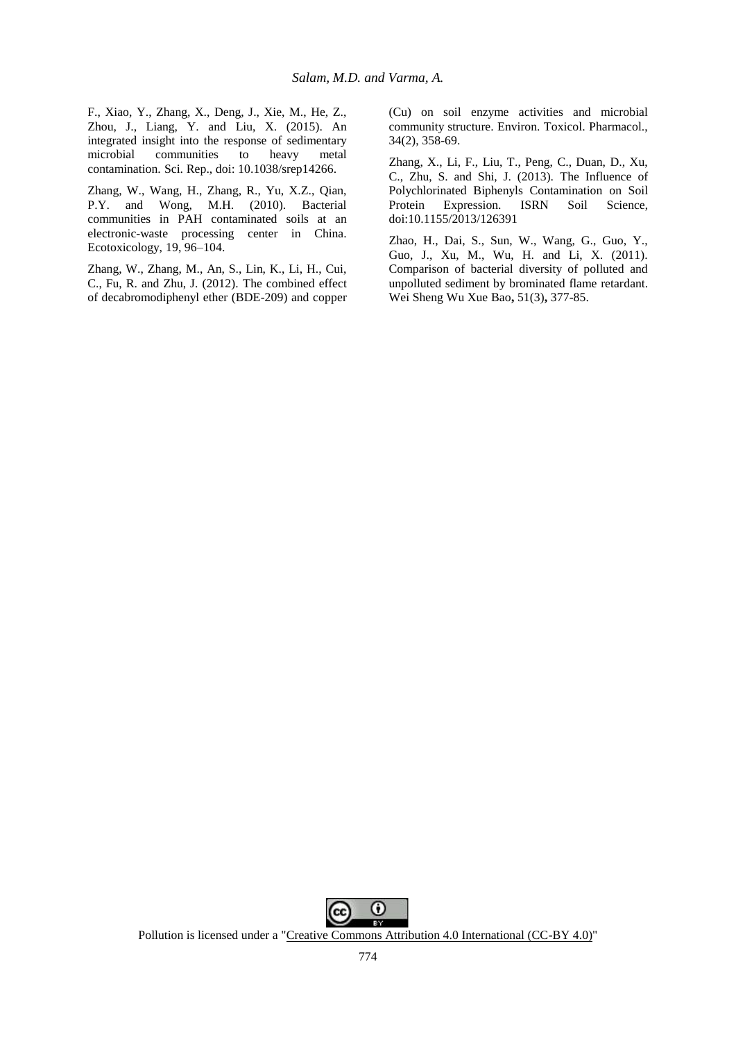F., Xiao, Y., Zhang, X., Deng, J., Xie, M., He, Z., Zhou, J., Liang, Y. and Liu, X. (2015). An integrated insight into the response of sedimentary microbial communities to heavy metal contamination. Sci. Rep., doi: 10.1038/srep14266.

Zhang, W., Wang, H., Zhang, R., Yu, X.Z., Qian, P.Y. and Wong, M.H. (2010). Bacterial communities in PAH contaminated soils at an electronic-waste processing center in China. Ecotoxicology, 19, 96–104.

Zhang, W., Zhang, M., An, S., Lin, K., Li, H., Cui, C., Fu, R. and Zhu, J. (2012). The combined effect of decabromodiphenyl ether (BDE-209) and copper (Cu) on soil enzyme activities and microbial community structure. Environ. Toxicol. Pharmacol., 34(2), 358-69.

Zhang, X., Li, F., Liu, T., Peng, C., Duan, D., Xu, C., Zhu, S. and Shi, J. (2013). The Influence of Polychlorinated Biphenyls Contamination on Soil Protein Expression. ISRN Soil Science, doi:10.1155/2013/126391

Zhao, H., Dai, S., Sun, W., Wang, G., Guo, Y., Guo, J., Xu, M., Wu, H. and Li, X. (2011). Comparison of bacterial diversity of polluted and unpolluted sediment by brominated flame retardant. Wei Sheng Wu Xue Bao, 51(3), 377-85.

Pollution is licensed under a "Creative Commons Attribution 4.0 International (CC-BY 4.0)"